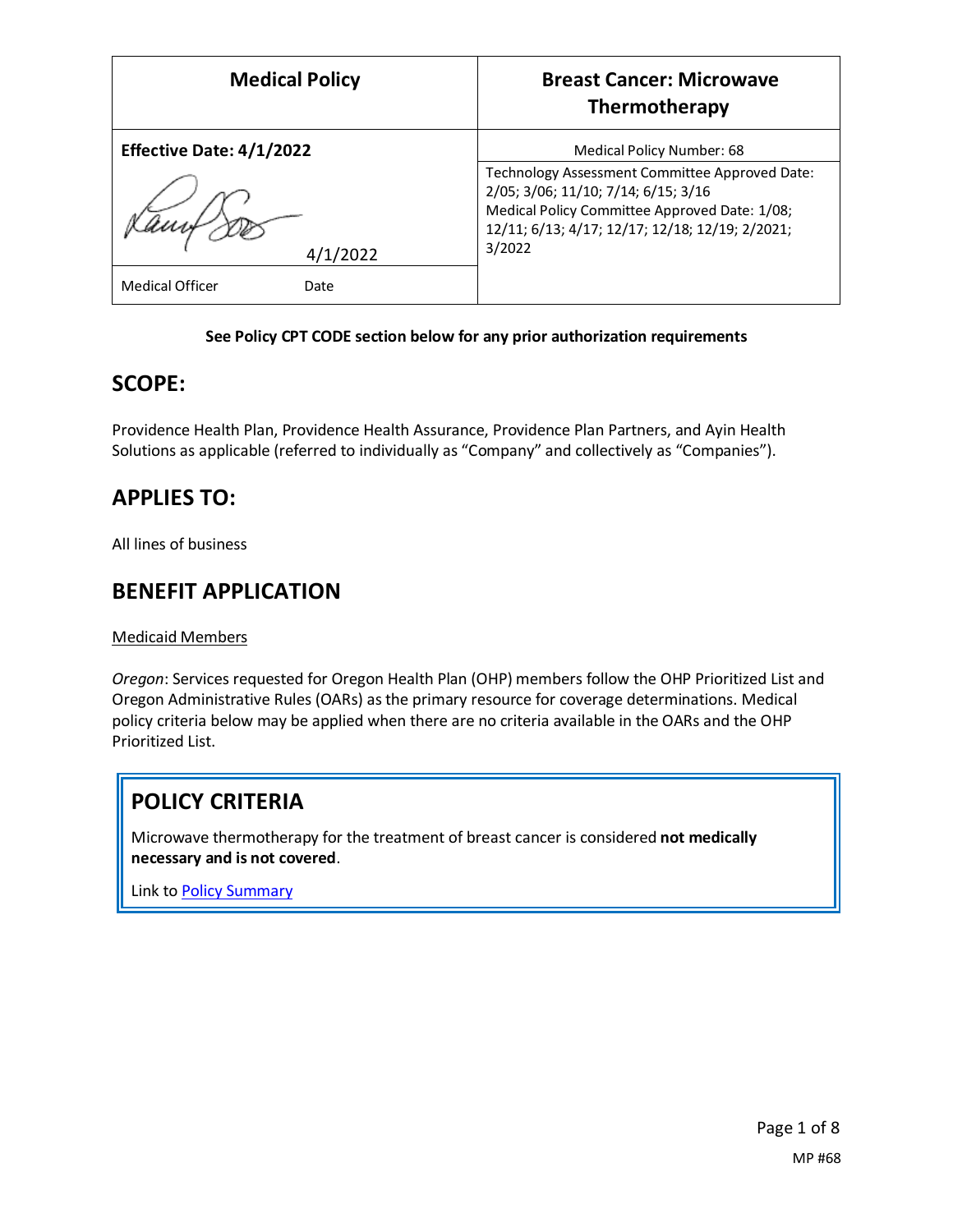| Medical Policy | Breast Cancer: Microwave Thermotherapy |
|---|---|
| **Effective Date: 4/1/2022** | Medical Policy Number: 68 |
| 4/1/2022 | Technology Assessment Committee Approved Date: 2/05; 3/06; 11/10; 7/14; 6/15; 3/16<br>Medical Policy Committee Approved Date: 1/08; 12/11; 6/13; 4/17; 12/17; 12/18; 12/19; 2/2021; 3/2022 |
| Medical Officer Date | |

**See Policy CPT CODE section below for any prior authorization requirements**

## SCOPE:

Providence Health Plan, Providence Health Assurance, Providence Plan Partners, and Ayin Health Solutions as applicable (referred to individually as "Company" and collectively as "Companies").

## APPLIES TO:

All lines of business

## BENEFIT APPLICATION

Medicaid Members

*Oregon*: Services requested for Oregon Health Plan (OHP) members follow the OHP Prioritized List and Oregon Administrative Rules (OARs) as the primary resource for coverage determinations. Medical policy criteria below may be applied when there are no criteria available in the OARs and the OHP Prioritized List.

## POLICY CRITERIA

Microwave thermotherapy for the treatment of breast cancer is considered **not medically necessary and is not covered**.

Link to Policy Summary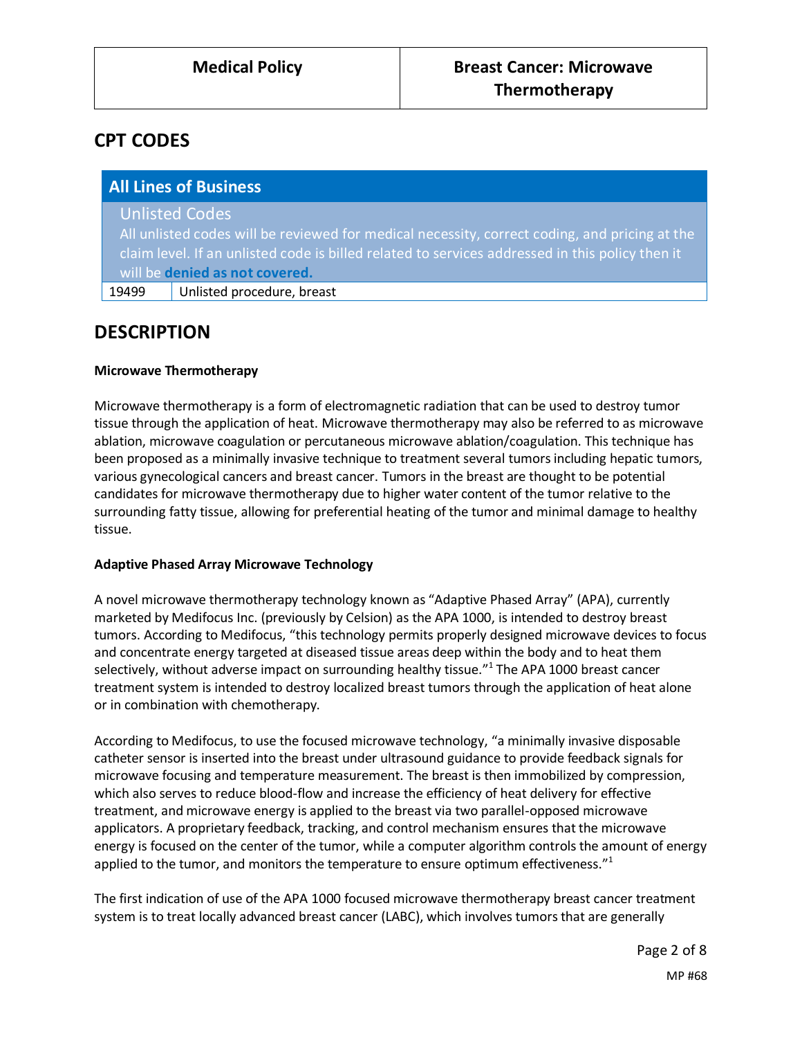## CPT CODES

| All Lines of Business | |
|---|---|
| **Unlisted Codes**<br>All unlisted codes will be reviewed for medical necessity, correct coding, and pricing at the claim level. If an unlisted code is billed related to services addressed in this policy then it will be **denied as not covered.** | |
| 19499 | Unlisted procedure, breast |

## DESCRIPTION

**Microwave Thermotherapy**

Microwave thermotherapy is a form of electromagnetic radiation that can be used to destroy tumor tissue through the application of heat. Microwave thermotherapy may also be referred to as microwave ablation, microwave coagulation or percutaneous microwave ablation/coagulation. This technique has been proposed as a minimally invasive technique to treatment several tumors including hepatic tumors, various gynecological cancers and breast cancer. Tumors in the breast are thought to be potential candidates for microwave thermotherapy due to higher water content of the tumor relative to the surrounding fatty tissue, allowing for preferential heating of the tumor and minimal damage to healthy tissue.

**Adaptive Phased Array Microwave Technology**

A novel microwave thermotherapy technology known as "Adaptive Phased Array" (APA), currently marketed by Medifocus Inc. (previously by Celsion) as the APA 1000, is intended to destroy breast tumors. According to Medifocus, "this technology permits properly designed microwave devices to focus and concentrate energy targeted at diseased tissue areas deep within the body and to heat them selectively, without adverse impact on surrounding healthy tissue."[1] The APA 1000 breast cancer treatment system is intended to destroy localized breast tumors through the application of heat alone or in combination with chemotherapy.

According to Medifocus, to use the focused microwave technology, "a minimally invasive disposable catheter sensor is inserted into the breast under ultrasound guidance to provide feedback signals for microwave focusing and temperature measurement. The breast is then immobilized by compression, which also serves to reduce blood-flow and increase the efficiency of heat delivery for effective treatment, and microwave energy is applied to the breast via two parallel-opposed microwave applicators. A proprietary feedback, tracking, and control mechanism ensures that the microwave energy is focused on the center of the tumor, while a computer algorithm controls the amount of energy applied to the tumor, and monitors the temperature to ensure optimum effectiveness."[1]

The first indication of use of the APA 1000 focused microwave thermotherapy breast cancer treatment system is to treat locally advanced breast cancer (LABC), which involves tumors that are generally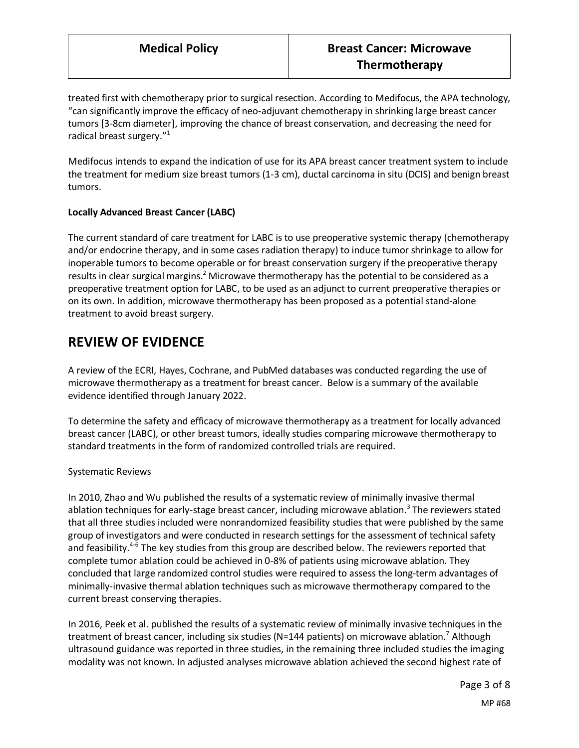treated first with chemotherapy prior to surgical resection. According to Medifocus, the APA technology, "can significantly improve the efficacy of neo-adjuvant chemotherapy in shrinking large breast cancer tumors [3-8cm diameter], improving the chance of breast conservation, and decreasing the need for radical breast surgery."[1]

Medifocus intends to expand the indication of use for its APA breast cancer treatment system to include the treatment for medium size breast tumors (1-3 cm), ductal carcinoma in situ (DCIS) and benign breast tumors.

**Locally Advanced Breast Cancer (LABC)**

The current standard of care treatment for LABC is to use preoperative systemic therapy (chemotherapy and/or endocrine therapy, and in some cases radiation therapy) to induce tumor shrinkage to allow for inoperable tumors to become operable or for breast conservation surgery if the preoperative therapy results in clear surgical margins.[2] Microwave thermotherapy has the potential to be considered as a preoperative treatment option for LABC, to be used as an adjunct to current preoperative therapies or on its own. In addition, microwave thermotherapy has been proposed as a potential stand-alone treatment to avoid breast surgery.

# REVIEW OF EVIDENCE

A review of the ECRI, Hayes, Cochrane, and PubMed databases was conducted regarding the use of microwave thermotherapy as a treatment for breast cancer. Below is a summary of the available evidence identified through January 2022.

To determine the safety and efficacy of microwave thermotherapy as a treatment for locally advanced breast cancer (LABC), or other breast tumors, ideally studies comparing microwave thermotherapy to standard treatments in the form of randomized controlled trials are required.

Systematic Reviews

In 2010, Zhao and Wu published the results of a systematic review of minimally invasive thermal ablation techniques for early-stage breast cancer, including microwave ablation.[3] The reviewers stated that all three studies included were nonrandomized feasibility studies that were published by the same group of investigators and were conducted in research settings for the assessment of technical safety and feasibility.[4-6] The key studies from this group are described below. The reviewers reported that complete tumor ablation could be achieved in 0-8% of patients using microwave ablation. They concluded that large randomized control studies were required to assess the long-term advantages of minimally-invasive thermal ablation techniques such as microwave thermotherapy compared to the current breast conserving therapies.

In 2016, Peek et al. published the results of a systematic review of minimally invasive techniques in the treatment of breast cancer, including six studies (N=144 patients) on microwave ablation.[7] Although ultrasound guidance was reported in three studies, in the remaining three included studies the imaging modality was not known. In adjusted analyses microwave ablation achieved the second highest rate of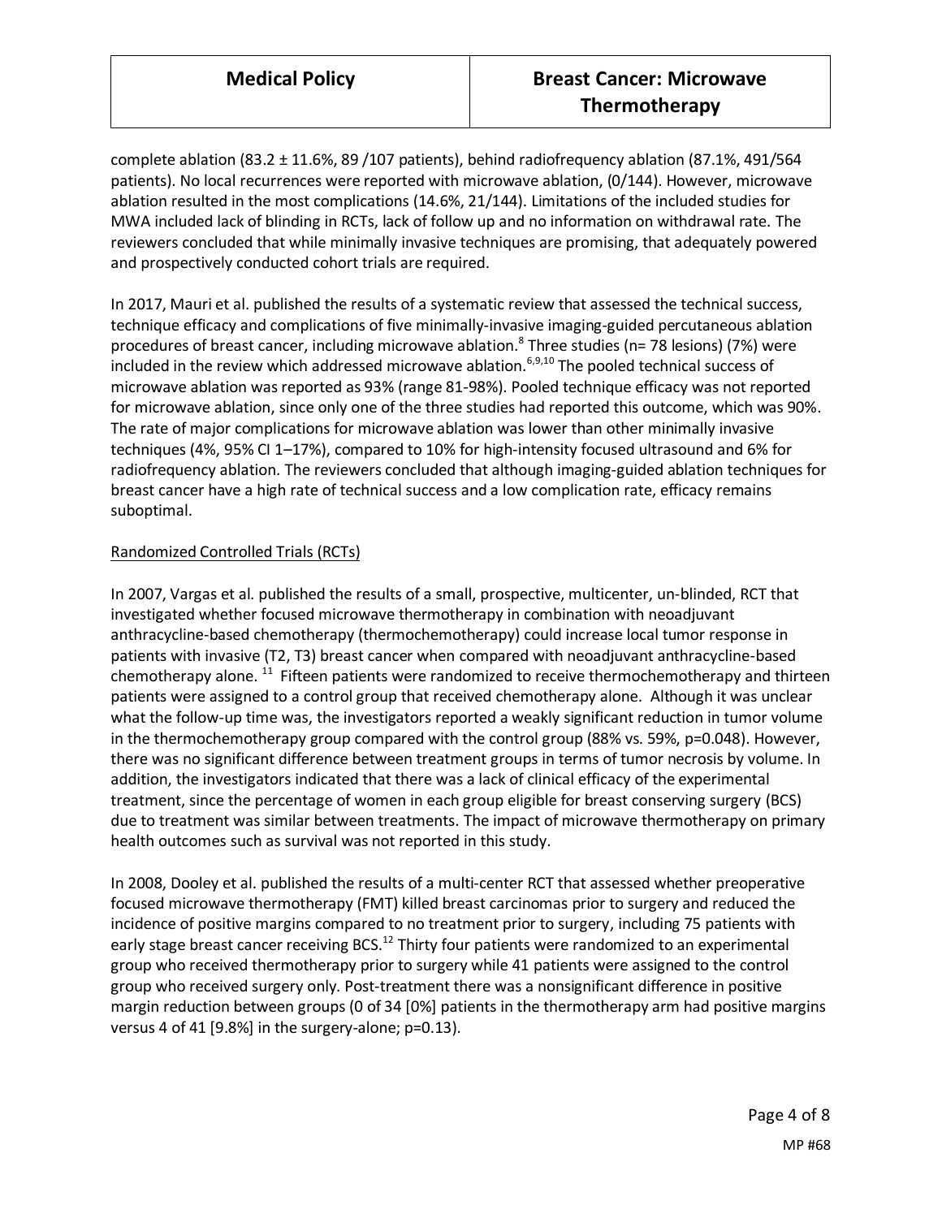complete ablation (83.2 ± 11.6%, 89 /107 patients), behind radiofrequency ablation (87.1%, 491/564 patients). No local recurrences were reported with microwave ablation, (0/144). However, microwave ablation resulted in the most complications (14.6%, 21/144). Limitations of the included studies for MWA included lack of blinding in RCTs, lack of follow up and no information on withdrawal rate. The reviewers concluded that while minimally invasive techniques are promising, that adequately powered and prospectively conducted cohort trials are required.

In 2017, Mauri et al. published the results of a systematic review that assessed the technical success, technique efficacy and complications of five minimally-invasive imaging-guided percutaneous ablation procedures of breast cancer, including microwave ablation.[8] Three studies (n= 78 lesions) (7%) were included in the review which addressed microwave ablation.[6,9,10] The pooled technical success of microwave ablation was reported as 93% (range 81-98%). Pooled technique efficacy was not reported for microwave ablation, since only one of the three studies had reported this outcome, which was 90%. The rate of major complications for microwave ablation was lower than other minimally invasive techniques (4%, 95% CI 1–17%), compared to 10% for high-intensity focused ultrasound and 6% for radiofrequency ablation. The reviewers concluded that although imaging-guided ablation techniques for breast cancer have a high rate of technical success and a low complication rate, efficacy remains suboptimal.

Randomized Controlled Trials (RCTs)

In 2007, Vargas et al. published the results of a small, prospective, multicenter, un-blinded, RCT that investigated whether focused microwave thermotherapy in combination with neoadjuvant anthracycline-based chemotherapy (thermochemotherapy) could increase local tumor response in patients with invasive (T2, T3) breast cancer when compared with neoadjuvant anthracycline-based chemotherapy alone.[11] Fifteen patients were randomized to receive thermochemotherapy and thirteen patients were assigned to a control group that received chemotherapy alone. Although it was unclear what the follow-up time was, the investigators reported a weakly significant reduction in tumor volume in the thermochemotherapy group compared with the control group (88% vs. 59%, p=0.048). However, there was no significant difference between treatment groups in terms of tumor necrosis by volume. In addition, the investigators indicated that there was a lack of clinical efficacy of the experimental treatment, since the percentage of women in each group eligible for breast conserving surgery (BCS) due to treatment was similar between treatments. The impact of microwave thermotherapy on primary health outcomes such as survival was not reported in this study.

In 2008, Dooley et al. published the results of a multi-center RCT that assessed whether preoperative focused microwave thermotherapy (FMT) killed breast carcinomas prior to surgery and reduced the incidence of positive margins compared to no treatment prior to surgery, including 75 patients with early stage breast cancer receiving BCS.[12] Thirty four patients were randomized to an experimental group who received thermotherapy prior to surgery while 41 patients were assigned to the control group who received surgery only. Post-treatment there was a nonsignificant difference in positive margin reduction between groups (0 of 34 [0%] patients in the thermotherapy arm had positive margins versus 4 of 41 [9.8%] in the surgery-alone; p=0.13).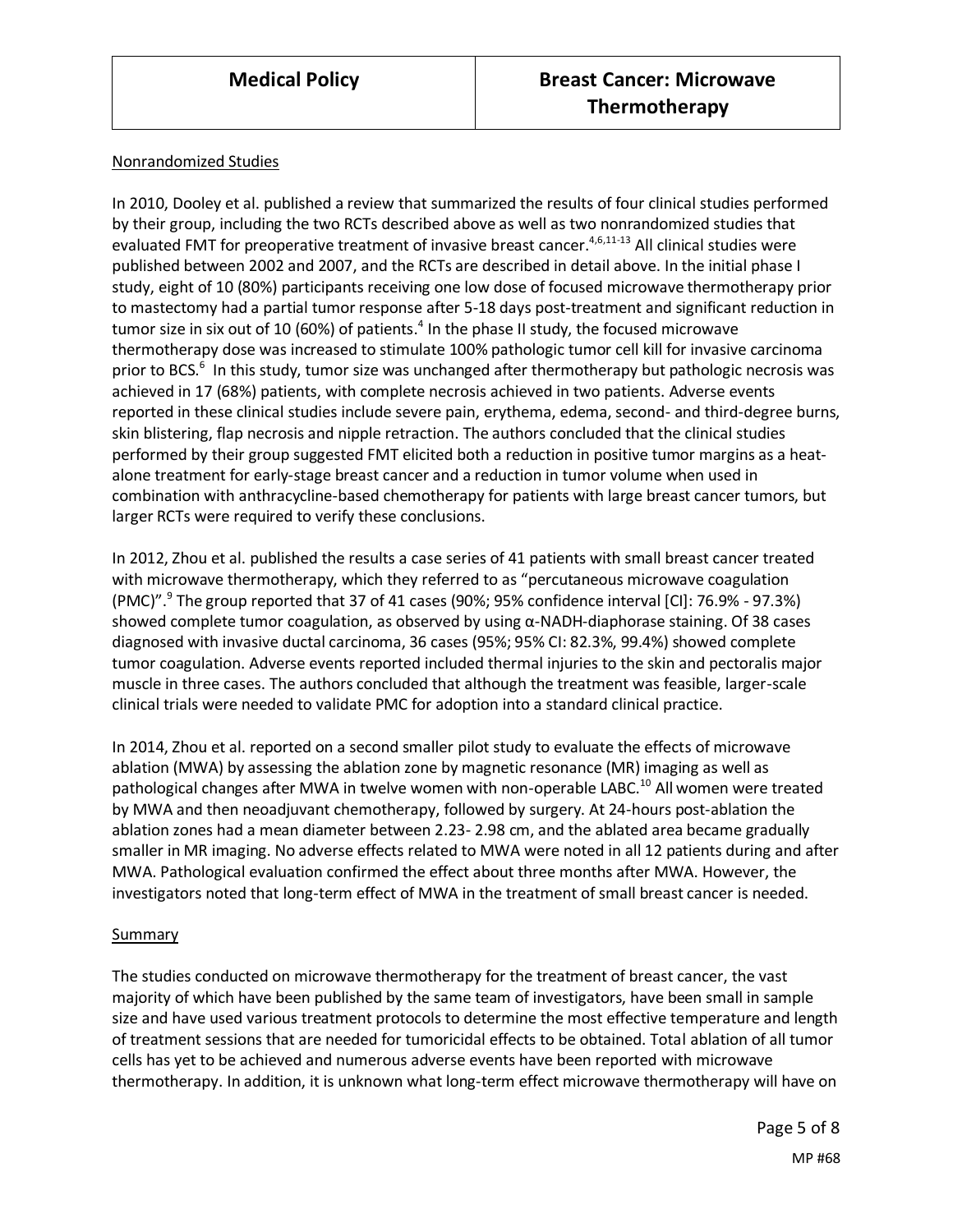## Nonrandomized Studies

In 2010, Dooley et al. published a review that summarized the results of four clinical studies performed by their group, including the two RCTs described above as well as two nonrandomized studies that evaluated FMT for preoperative treatment of invasive breast cancer.[4,6,11-13] All clinical studies were published between 2002 and 2007, and the RCTs are described in detail above. In the initial phase I study, eight of 10 (80%) participants receiving one low dose of focused microwave thermotherapy prior to mastectomy had a partial tumor response after 5-18 days post-treatment and significant reduction in tumor size in six out of 10 (60%) of patients.[4] In the phase II study, the focused microwave thermotherapy dose was increased to stimulate 100% pathologic tumor cell kill for invasive carcinoma prior to BCS.[6] In this study, tumor size was unchanged after thermotherapy but pathologic necrosis was achieved in 17 (68%) patients, with complete necrosis achieved in two patients. Adverse events reported in these clinical studies include severe pain, erythema, edema, second- and third-degree burns, skin blistering, flap necrosis and nipple retraction. The authors concluded that the clinical studies performed by their group suggested FMT elicited both a reduction in positive tumor margins as a heat-alone treatment for early-stage breast cancer and a reduction in tumor volume when used in combination with anthracycline-based chemotherapy for patients with large breast cancer tumors, but larger RCTs were required to verify these conclusions.

In 2012, Zhou et al. published the results a case series of 41 patients with small breast cancer treated with microwave thermotherapy, which they referred to as "percutaneous microwave coagulation (PMC)".[9] The group reported that 37 of 41 cases (90%; 95% confidence interval [CI]: 76.9% - 97.3%) showed complete tumor coagulation, as observed by using α-NADH-diaphorase staining. Of 38 cases diagnosed with invasive ductal carcinoma, 36 cases (95%; 95% CI: 82.3%, 99.4%) showed complete tumor coagulation. Adverse events reported included thermal injuries to the skin and pectoralis major muscle in three cases. The authors concluded that although the treatment was feasible, larger-scale clinical trials were needed to validate PMC for adoption into a standard clinical practice.

In 2014, Zhou et al. reported on a second smaller pilot study to evaluate the effects of microwave ablation (MWA) by assessing the ablation zone by magnetic resonance (MR) imaging as well as pathological changes after MWA in twelve women with non-operable LABC.[10] All women were treated by MWA and then neoadjuvant chemotherapy, followed by surgery. At 24-hours post-ablation the ablation zones had a mean diameter between 2.23- 2.98 cm, and the ablated area became gradually smaller in MR imaging. No adverse effects related to MWA were noted in all 12 patients during and after MWA. Pathological evaluation confirmed the effect about three months after MWA. However, the investigators noted that long-term effect of MWA in the treatment of small breast cancer is needed.

## Summary

The studies conducted on microwave thermotherapy for the treatment of breast cancer, the vast majority of which have been published by the same team of investigators, have been small in sample size and have used various treatment protocols to determine the most effective temperature and length of treatment sessions that are needed for tumoricidal effects to be obtained. Total ablation of all tumor cells has yet to be achieved and numerous adverse events have been reported with microwave thermotherapy. In addition, it is unknown what long-term effect microwave thermotherapy will have on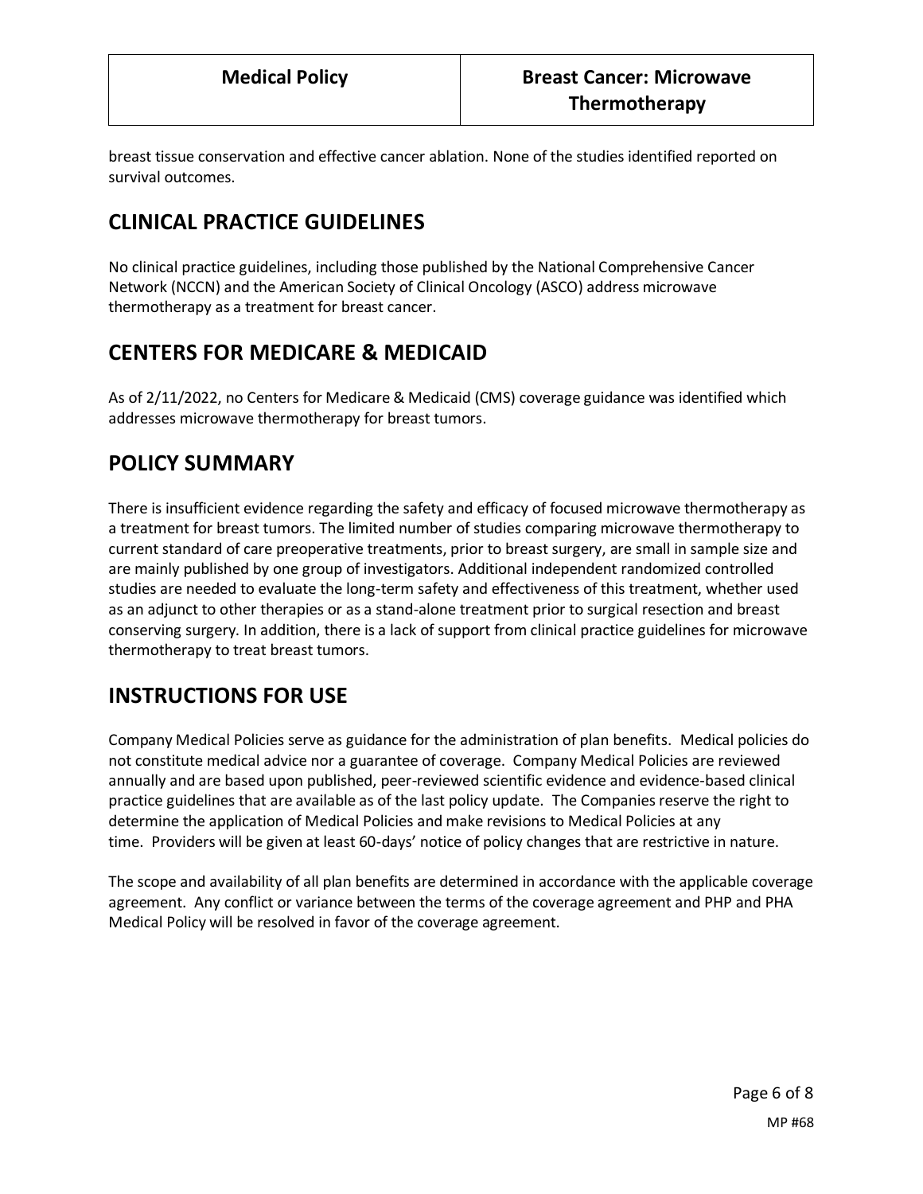breast tissue conservation and effective cancer ablation. None of the studies identified reported on survival outcomes.

## CLINICAL PRACTICE GUIDELINES

No clinical practice guidelines, including those published by the National Comprehensive Cancer Network (NCCN) and the American Society of Clinical Oncology (ASCO) address microwave thermotherapy as a treatment for breast cancer.

## CENTERS FOR MEDICARE & MEDICAID

As of 2/11/2022, no Centers for Medicare & Medicaid (CMS) coverage guidance was identified which addresses microwave thermotherapy for breast tumors.

## POLICY SUMMARY

There is insufficient evidence regarding the safety and efficacy of focused microwave thermotherapy as a treatment for breast tumors. The limited number of studies comparing microwave thermotherapy to current standard of care preoperative treatments, prior to breast surgery, are small in sample size and are mainly published by one group of investigators. Additional independent randomized controlled studies are needed to evaluate the long-term safety and effectiveness of this treatment, whether used as an adjunct to other therapies or as a stand-alone treatment prior to surgical resection and breast conserving surgery. In addition, there is a lack of support from clinical practice guidelines for microwave thermotherapy to treat breast tumors.

## INSTRUCTIONS FOR USE

Company Medical Policies serve as guidance for the administration of plan benefits. Medical policies do not constitute medical advice nor a guarantee of coverage. Company Medical Policies are reviewed annually and are based upon published, peer-reviewed scientific evidence and evidence-based clinical practice guidelines that are available as of the last policy update. The Companies reserve the right to determine the application of Medical Policies and make revisions to Medical Policies at any time. Providers will be given at least 60-days' notice of policy changes that are restrictive in nature.

The scope and availability of all plan benefits are determined in accordance with the applicable coverage agreement. Any conflict or variance between the terms of the coverage agreement and PHP and PHA Medical Policy will be resolved in favor of the coverage agreement.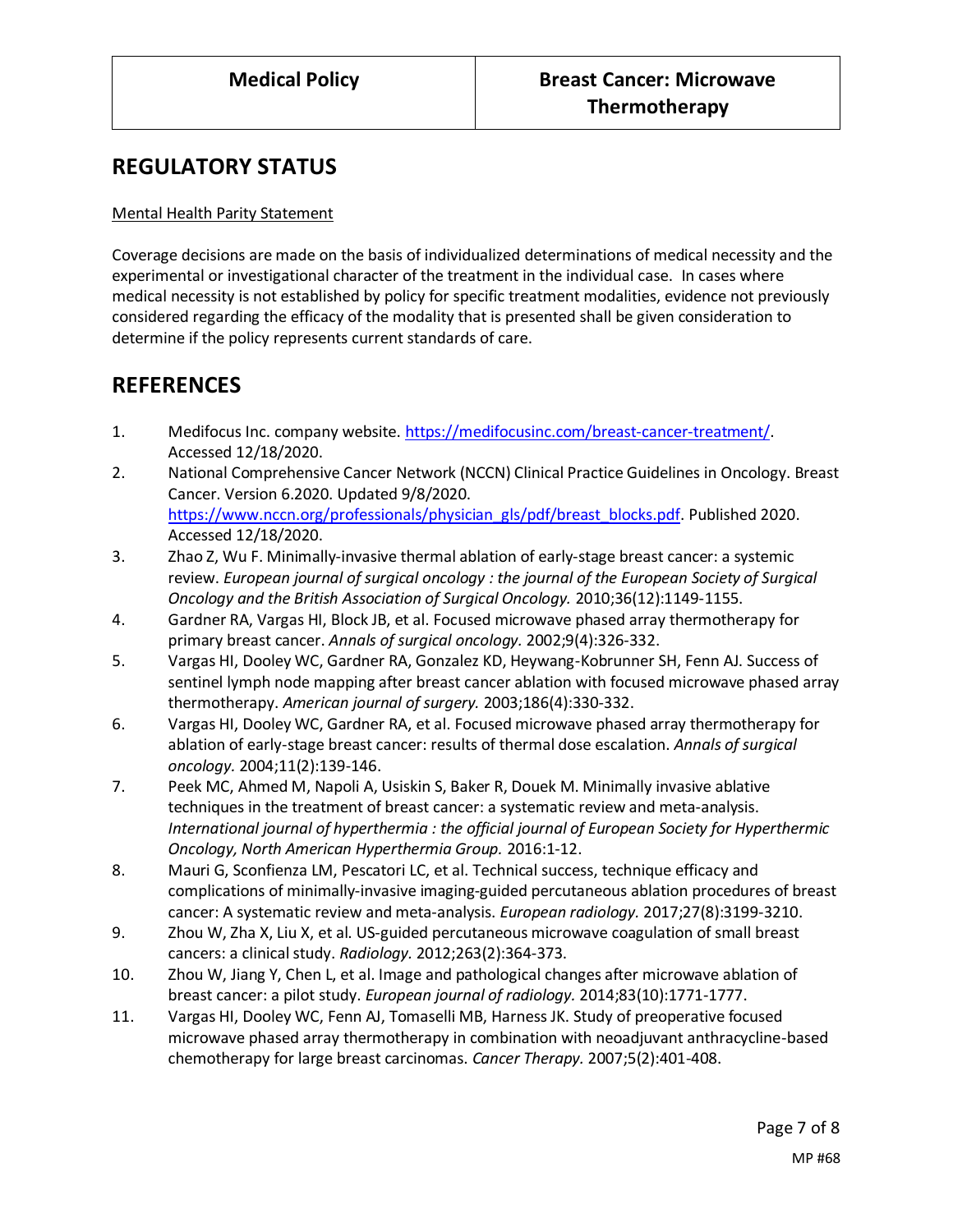## REGULATORY STATUS

Mental Health Parity Statement

Coverage decisions are made on the basis of individualized determinations of medical necessity and the experimental or investigational character of the treatment in the individual case. In cases where medical necessity is not established by policy for specific treatment modalities, evidence not previously considered regarding the efficacy of the modality that is presented shall be given consideration to determine if the policy represents current standards of care.

## REFERENCES

1. Medifocus Inc. company website. https://medifocusinc.com/breast-cancer-treatment/. Accessed 12/18/2020.
2. National Comprehensive Cancer Network (NCCN) Clinical Practice Guidelines in Oncology. Breast Cancer. Version 6.2020. Updated 9/8/2020. https://www.nccn.org/professionals/physician_gls/pdf/breast_blocks.pdf. Published 2020. Accessed 12/18/2020.
3. Zhao Z, Wu F. Minimally-invasive thermal ablation of early-stage breast cancer: a systemic review. *European journal of surgical oncology : the journal of the European Society of Surgical Oncology and the British Association of Surgical Oncology.* 2010;36(12):1149-1155.
4. Gardner RA, Vargas HI, Block JB, et al. Focused microwave phased array thermotherapy for primary breast cancer. *Annals of surgical oncology.* 2002;9(4):326-332.
5. Vargas HI, Dooley WC, Gardner RA, Gonzalez KD, Heywang-Kobrunner SH, Fenn AJ. Success of sentinel lymph node mapping after breast cancer ablation with focused microwave phased array thermotherapy. *American journal of surgery.* 2003;186(4):330-332.
6. Vargas HI, Dooley WC, Gardner RA, et al. Focused microwave phased array thermotherapy for ablation of early-stage breast cancer: results of thermal dose escalation. *Annals of surgical oncology.* 2004;11(2):139-146.
7. Peek MC, Ahmed M, Napoli A, Usiskin S, Baker R, Douek M. Minimally invasive ablative techniques in the treatment of breast cancer: a systematic review and meta-analysis. *International journal of hyperthermia : the official journal of European Society for Hyperthermic Oncology, North American Hyperthermia Group.* 2016:1-12.
8. Mauri G, Sconfienza LM, Pescatori LC, et al. Technical success, technique efficacy and complications of minimally-invasive imaging-guided percutaneous ablation procedures of breast cancer: A systematic review and meta-analysis. *European radiology.* 2017;27(8):3199-3210.
9. Zhou W, Zha X, Liu X, et al. US-guided percutaneous microwave coagulation of small breast cancers: a clinical study. *Radiology.* 2012;263(2):364-373.
10. Zhou W, Jiang Y, Chen L, et al. Image and pathological changes after microwave ablation of breast cancer: a pilot study. *European journal of radiology.* 2014;83(10):1771-1777.
11. Vargas HI, Dooley WC, Fenn AJ, Tomaselli MB, Harness JK. Study of preoperative focused microwave phased array thermotherapy in combination with neoadjuvant anthracycline-based chemotherapy for large breast carcinomas. *Cancer Therapy.* 2007;5(2):401-408.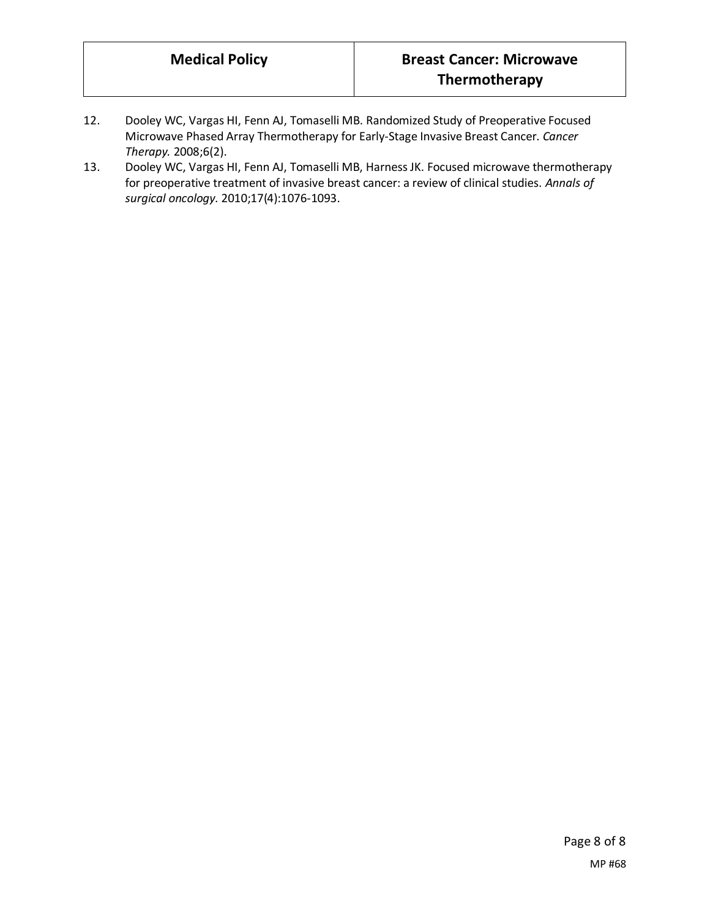12. Dooley WC, Vargas HI, Fenn AJ, Tomaselli MB. Randomized Study of Preoperative Focused Microwave Phased Array Thermotherapy for Early-Stage Invasive Breast Cancer. *Cancer Therapy.* 2008;6(2).
13. Dooley WC, Vargas HI, Fenn AJ, Tomaselli MB, Harness JK. Focused microwave thermotherapy for preoperative treatment of invasive breast cancer: a review of clinical studies. *Annals of surgical oncology.* 2010;17(4):1076-1093.